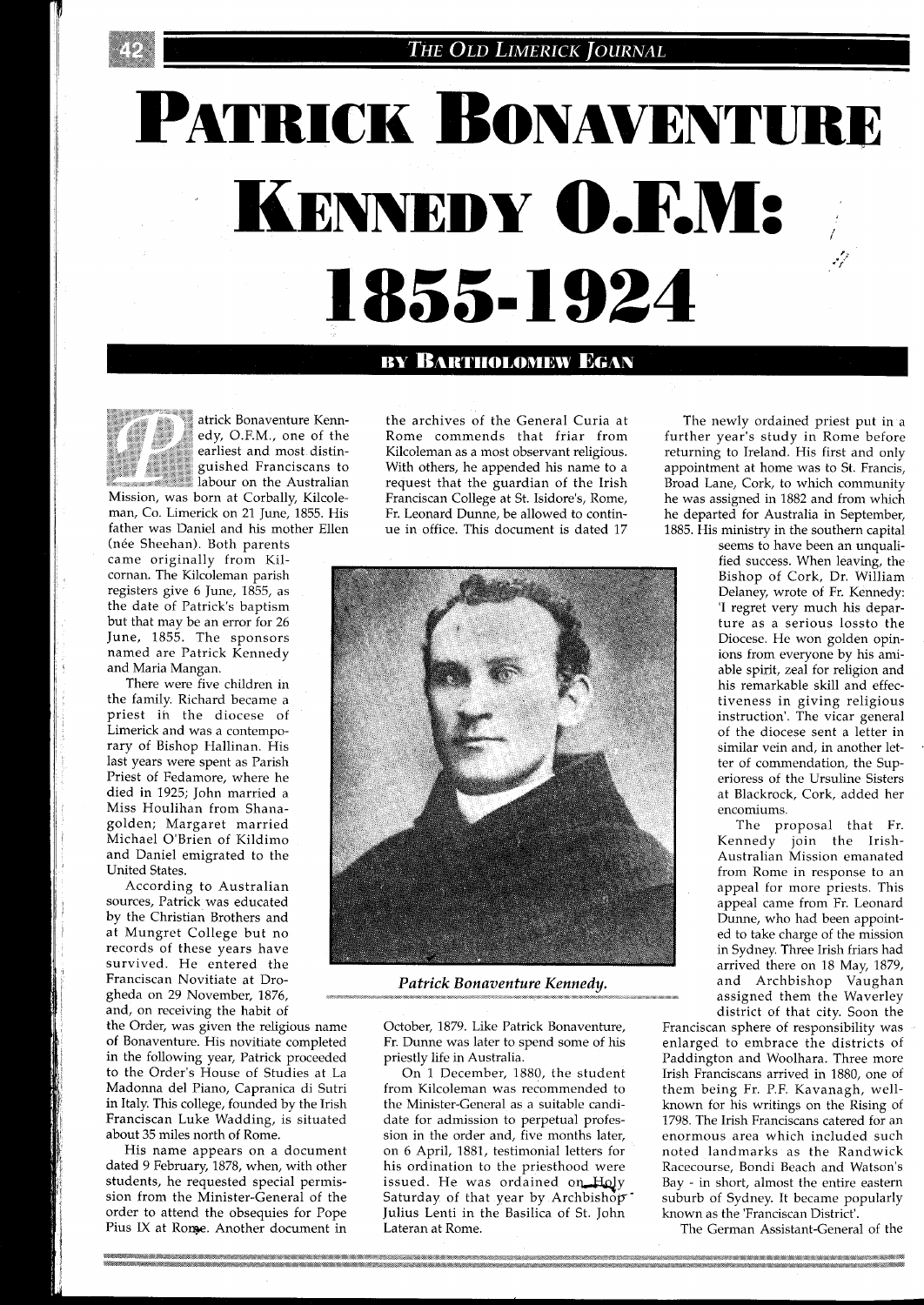# PATRICK BONAVENTURE KENNEDY O.F.M: 1855-1924

## BY BARTHOLOMEW EGAN

Patrick Bonaventure Kennedy, O.F.M., one of the earliest and most distinguished Franciscans to labour on the Australian Mission, was born at Corbally, Kilcoleman, Co. Limerick on 21 June, 1855. His father was Daniel and his mother Ellen (née Sheehan). Both parents came originally from Kilcornan. The Kilcoleman parish registers give 6 June, 1855, as the date of Patrick's baptism but that may be an error for 26 June, 1855. The sponsors named are Patrick Kennedy and Maria Mangan.

There were five children in the family. Richard became a priest in the diocese of Limerick and was a contemporary of Bishop Hallinan. His last years were spent as Parish Priest of Fedamore, where he died in 1925; John married a Miss Houlihan from Shanagolden; Margaret married Michael O'Brien of Kildimo and Daniel emigrated to the United States.

According to Australian sources, Patrick was educated by the Christian Brothers and at Mungret College but no records of these years have survived. He entered the Franciscan Novitiate at Drogheda on 29 November, 1876, and, on receiving the habit of the Order, was given the religious name of Bonaventure. His novitiate completed in the following year, Patrick proceeded to the Order's House of Studies at La Madonna del Piano, Capranica di Sutri in Italy. This college, founded by the Irish Franciscan Luke Wadding, is situated about 35 miles north of Rome.

His name appears on a document dated 9 February, 1878, when, with other students, he requested special permission from the Minister-General of the order to attend the obsequies for Pope Pius IX at Rome. Another document in the archives of the General Curia at Rome commends that friar from Kilcoleman as a most observant religious. With others, he appended his name to a request that the guardian of the Irish Franciscan College at St. Isidore's, Rome, Fr. Leonard Dunne, be allowed to continue in office. This document is dated 17 October, 1879. Like Patrick Bonaventure, Fr. Dunne was later to spend some of his priestly life in Australia.

*Patrick Bonaventure Kennedy.*

On 1 December, 1880, the student from Kilcoleman was recommended to the Minister-General as a suitable candidate for admission to perpetual profession in the order and, five months later, on 6 April, 1881, testimonial letters for his ordination to the priesthood were issued. He was ordained on Holy Saturday of that year by Archbishop Julius Lenti in the Basilica of St. John Lateran at Rome.

The newly ordained priest put in a further year's study in Rome before returning to Ireland. His first and only appointment at home was to St. Francis, Broad Lane, Cork, to which community he was assigned in 1882 and from which he departed for Australia in September, 1885. His ministry in the southern capital seems to have been an unqualified success. When leaving, the Bishop of Cork, Dr. William Delaney, wrote of Fr. Kennedy: 'I regret very much his departure as a serious lossto the Diocese. He won golden opinions from everyone by his amiable spirit, zeal for religion and his remarkable skill and effectiveness in giving religious instruction'. The vicar general of the diocese sent a letter in similar vein and, in another letter of commendation, the Superioress of the Ursuline Sisters at Blackrock, Cork, added her encomiums.

The proposal that Fr. Kennedy join the Irish-Australian Mission emanated from Rome in response to an appeal for more priests. This appeal came from Fr. Leonard Dunne, who had been appointed to take charge of the mission in Sydney. Three Irish friars had arrived there on 18 May, 1879, and Archbishop Vaughan assigned them the Waverley district of that city. Soon the Franciscan sphere of responsibility was enlarged to embrace the districts of Paddington and Woolhara. Three more Irish Franciscans arrived in 1880, one of them being Fr. P.F. Kavanagh, well-known for his writings on the Rising of 1798. The Irish Franciscans catered for an enormous area which included such noted landmarks as the Randwick Racecourse, Bondi Beach and Watson's Bay - in short, almost the entire eastern suburb of Sydney. It became popularly known as the 'Franciscan District'.

The German Assistant-General of the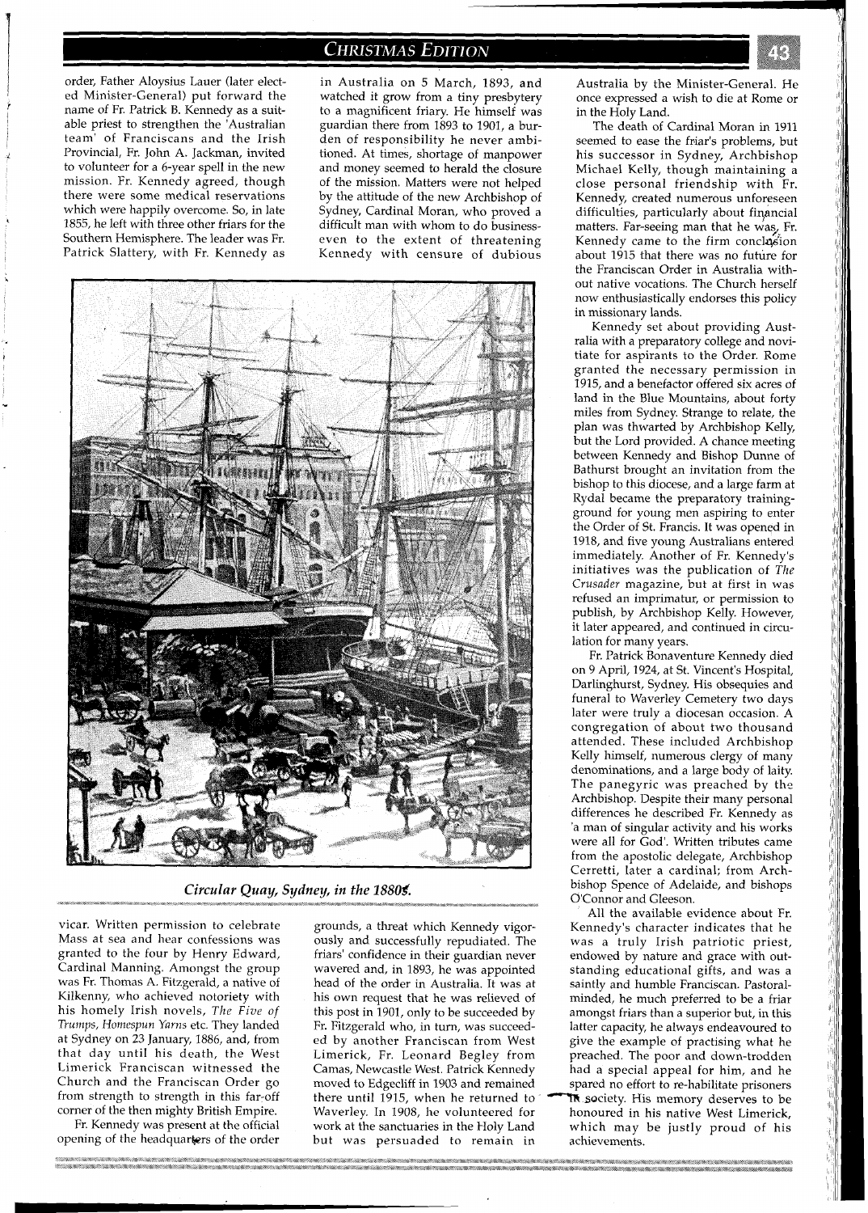order, Father Aloysius Lauer (later elected Minister-General) put forward the name of Fr. Patrick B. Kennedy as a suitable priest to strengthen the 'Australian team' of Franciscans and the Irish Provincial, Fr. John A. Jackman, invited to volunteer for a 6-year spell in the new mission. Fr. Kennedy agreed, though there were some medical reservations which were happily overcome. So, in late 1855, he left with three other friars for the Southern Hemisphere. The leader was Fr. Patrick Slattery, with Fr. Kennedy as vicar. Written permission to celebrate Mass at sea and hear confessions was granted to the four by Henry Edward, Cardinal Manning. Amongst the group was Fr. Thomas A. Fitzgerald, a native of Kilkenny, who achieved notoriety with his homely Irish novels, *The Five of Trumps, Homespun Yarns* etc. They landed at Sydney on 23 January, 1886, and, from that day until his death, the West Limerick Franciscan witnessed the Church and the Franciscan Order go from strength to strength in this far-off corner of the then mighty British Empire.

Fr. Kennedy was present at the official opening of the headquarters of the order in Australia on 5 March, 1893, and watched it grow from a tiny presbytery to a magnificent friary. He himself was guardian there from 1893 to 1901, a burden of responsibility he never ambitioned. At times, shortage of manpower and money seemed to herald the closure of the mission. Matters were not helped by the attitude of the new Archbishop of Sydney, Cardinal Moran, who proved a difficult man with whom to do business- even to the extent of threatening Kennedy with censure of dubious grounds, a threat which Kennedy vigorously and successfully repudiated. The friars' confidence in their guardian never wavered and, in 1893, he was appointed head of the order in Australia. It was at his own request that he was relieved of this post in 1901, only to be succeeded by Fr. Fitzgerald who, in turn, was succeeded by another Franciscan from West Limerick, Fr. Leonard Begley from Camas, Newcastle West. Patrick Kennedy moved to Edgecliff in 1903 and remained there until 1915, when he returned to Waverley. In 1908, he volunteered for work at the sanctuaries in the Holy Land but was persuaded to remain in Australia by the Minister-General. He once expressed a wish to die at Rome or in the Holy Land.

*Circular Quay, Sydney, in the 1880s.*

The death of Cardinal Moran in 1911 seemed to ease the friar's problems, but his successor in Sydney, Archbishop Michael Kelly, though maintaining a close personal friendship with Fr. Kennedy, created numerous unforeseen difficulties, particularly about financial matters. Far-seeing man that he was, Fr. Kennedy came to the firm conclusion about 1915 that there was no future for the Franciscan Order in Australia without native vocations. The Church herself now enthusiastically endorses this policy in missionary lands.

Kennedy set about providing Australia with a preparatory college and novitiate for aspirants to the Order. Rome granted the necessary permission in 1915, and a benefactor offered six acres of land in the Blue Mountains, about forty miles from Sydney. Strange to relate, the plan was thwarted by Archbishop Kelly, but the Lord provided. A chance meeting between Kennedy and Bishop Dunne of Bathurst brought an invitation from the bishop to this diocese, and a large farm at Rydal became the preparatory training-ground for young men aspiring to enter the Order of St. Francis. It was opened in 1918, and five young Australians entered immediately. Another of Fr. Kennedy's initiatives was the publication of *The Crusader* magazine, but at first in was refused an imprimatur, or permission to publish, by Archbishop Kelly. However, it later appeared, and continued in circulation for many years.

Fr. Patrick Bonaventure Kennedy died on 9 April, 1924, at St. Vincent's Hospital, Darlinghurst, Sydney. His obsequies and funeral to Waverley Cemetery two days later were truly a diocesan occasion. A congregation of about two thousand attended. These included Archbishop Kelly himself, numerous clergy of many denominations, and a large body of laity. The panegyric was preached by the Archbishop. Despite their many personal differences he described Fr. Kennedy as 'a man of singular activity and his works were all for God'. Written tributes came from the apostolic delegate, Archbishop Cerretti, later a cardinal; from Archbishop Spence of Adelaide, and bishops O'Connor and Gleeson.

All the available evidence about Fr. Kennedy's character indicates that he was a truly Irish patriotic priest, endowed by nature and grace with outstanding educational gifts, and was a saintly and humble Franciscan. Pastoral-minded, he much preferred to be a friar amongst friars than a superior but, in this latter capacity, he always endeavoured to give the example of practising what he preached. The poor and down-trodden had a special appeal for him, and he spared no effort to re-habilitate prisoners in society. His memory deserves to be honoured in his native West Limerick, which may be justly proud of his achievements.